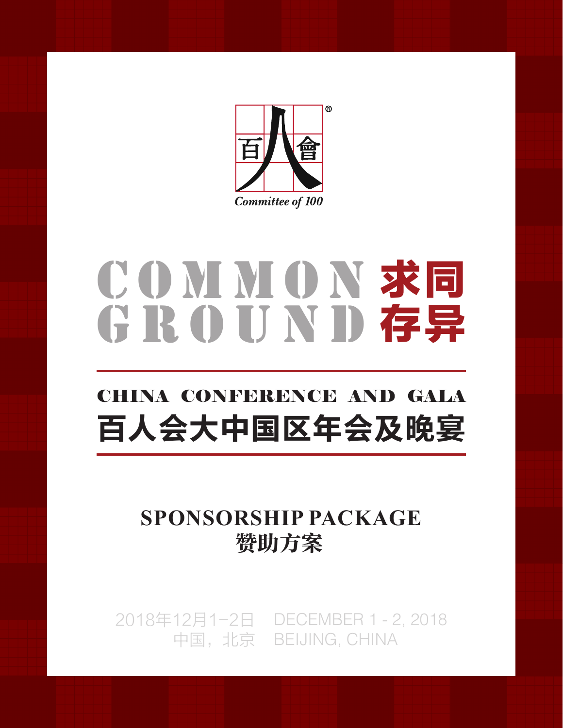百人會

Committee of 100

# COMMON GROUND 求同存异

## CHINA CONFERENCE AND GALA
## 百人会大中国区年会及晚宴

### SPONSORSHIP PACKAGE
### 赞助方案

2018年12月1–2日 DECEMBER 1 - 2, 2018

中国，北京 BEIJING, CHINA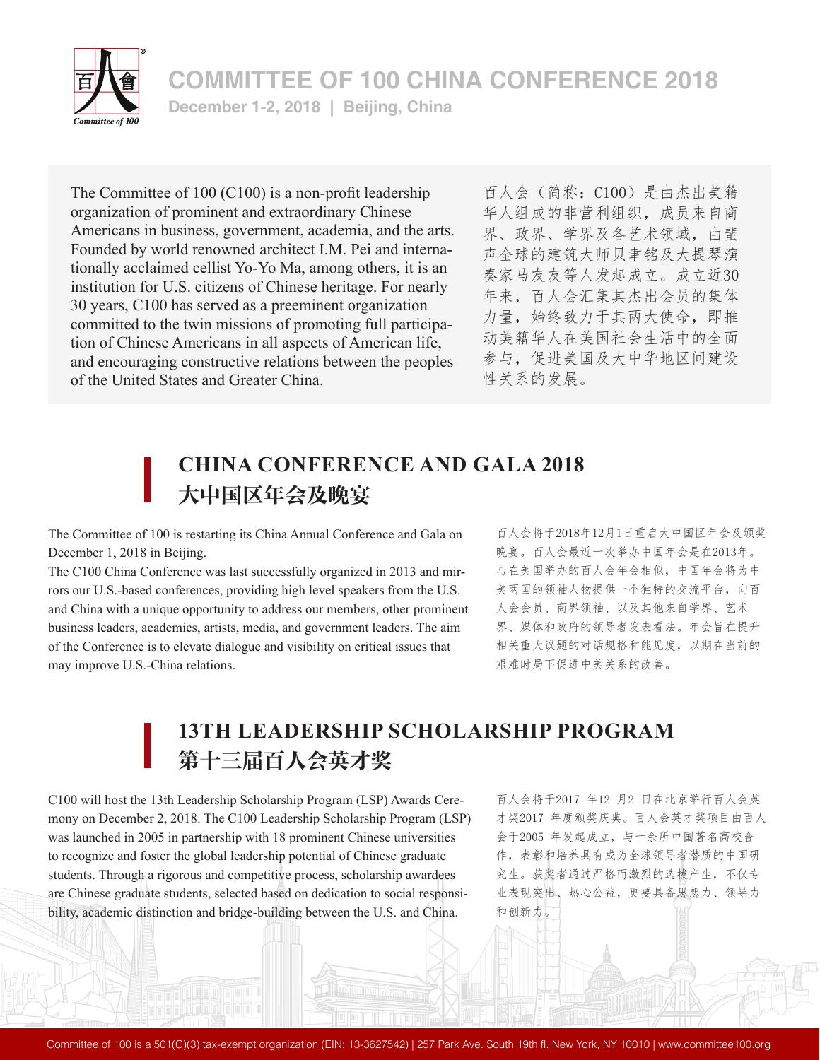# COMMITTEE OF 100 CHINA CONFERENCE 2018

December 1-2, 2018 | Beijing, China

The Committee of 100 (C100) is a non-profit leadership organization of prominent and extraordinary Chinese Americans in business, government, academia, and the arts. Founded by world renowned architect I.M. Pei and internationally acclaimed cellist Yo-Yo Ma, among others, it is an institution for U.S. citizens of Chinese heritage. For nearly 30 years, C100 has served as a preeminent organization committed to the twin missions of promoting full participation of Chinese Americans in all aspects of American life, and encouraging constructive relations between the peoples of the United States and Greater China.

百人会（简称：C100）是由杰出美籍华人组成的非营利组织，成员来自商界、政界、学界及各艺术领域，由蜚声全球的建筑大师贝聿铭及大提琴演奏家马友友等人发起成立。成立近30年来，百人会汇集其杰出会员的集体力量，始终致力于其两大使命，即推动美籍华人在美国社会生活中的全面参与，促进美国及大中华地区间建设性关系的发展。

## CHINA CONFERENCE AND GALA 2018
## 大中国区年会及晚宴

The Committee of 100 is restarting its China Annual Conference and Gala on December 1, 2018 in Beijing.

The C100 China Conference was last successfully organized in 2013 and mirrors our U.S.-based conferences, providing high level speakers from the U.S. and China with a unique opportunity to address our members, other prominent business leaders, academics, artists, media, and government leaders. The aim of the Conference is to elevate dialogue and visibility on critical issues that may improve U.S.-China relations.

百人会将于2018年12月1日重启大中国区年会及颁奖晚宴。百人会最近一次举办中国年会是在2013年。与在美国举办的百人会年会相似，中国年会将为中美两国的领袖人物提供一个独特的交流平台，向百人会会员、商界领袖、以及其他来自学界、艺术界、媒体和政府的领导者发表看法。年会旨在提升相关重大议题的对话规格和能见度，以期在当前的艰难时局下促进中美关系的改善。

## 13TH LEADERSHIP SCHOLARSHIP PROGRAM
## 第十三届百人会英才奖

C100 will host the 13th Leadership Scholarship Program (LSP) Awards Ceremony on December 2, 2018. The C100 Leadership Scholarship Program (LSP) was launched in 2005 in partnership with 18 prominent Chinese universities to recognize and foster the global leadership potential of Chinese graduate students. Through a rigorous and competitive process, scholarship awardees are Chinese graduate students, selected based on dedication to social responsibility, academic distinction and bridge-building between the U.S. and China.

百人会将于2017 年12 月2 日在北京举行百人会英才奖2017 年度颁奖庆典。百人会英才奖项目由百人会于2005 年发起成立，与十余所中国著名高校合作，表彰和培养具有成为全球领导者潜质的中国研究生。获奖者通过严格而激烈的选拔产生，不仅专业表现突出、热心公益，更要具备思想力、领导力和创新力。

Committee of 100 is a 501(C)(3) tax-exempt organization (EIN: 13-3627542) | 257 Park Ave. South 19th fl. New York, NY 10010 | www.committee100.org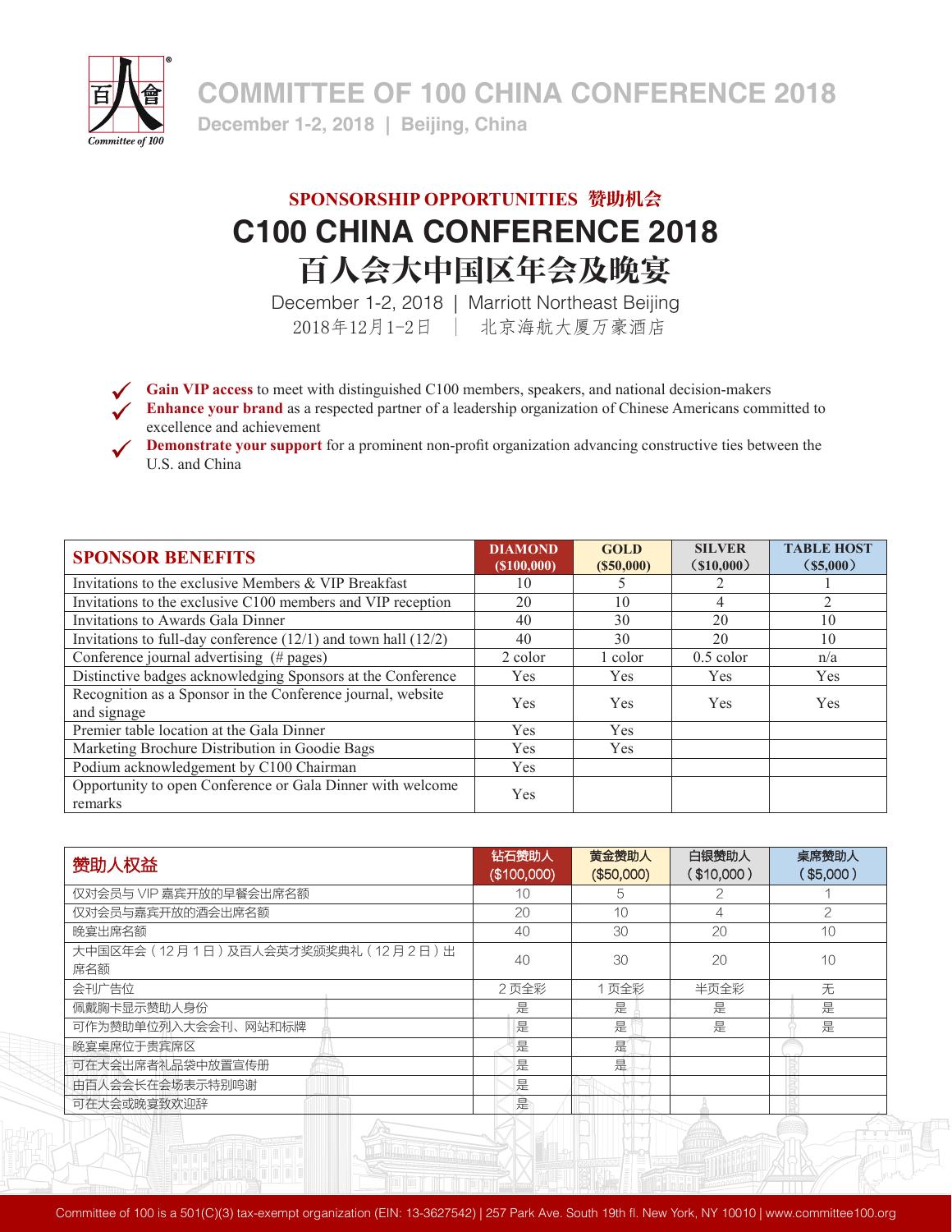# COMMITTEE OF 100 CHINA CONFERENCE 2018

December 1-2, 2018 | Beijing, China

## SPONSORSHIP OPPORTUNITIES 赞助机会

# C100 CHINA CONFERENCE 2018

# 百人会大中国区年会及晚宴

December 1-2, 2018 | Marriott Northeast Beijing

2018年12月1-2日 | 北京海航大厦万豪酒店

- **Gain VIP access** to meet with distinguished C100 members, speakers, and national decision-makers
- **Enhance your brand** as a respected partner of a leadership organization of Chinese Americans committed to excellence and achievement
- **Demonstrate your support** for a prominent non-profit organization advancing constructive ties between the U.S. and China

| SPONSOR BENEFITS | DIAMOND ($100,000) | GOLD ($50,000) | SILVER ($10,000) | TABLE HOST ($5,000) |
|---|---|---|---|---|
| Invitations to the exclusive Members & VIP Breakfast | 10 | 5 | 2 | 1 |
| Invitations to the exclusive C100 members and VIP reception | 20 | 10 | 4 | 2 |
| Invitations to Awards Gala Dinner | 40 | 30 | 20 | 10 |
| Invitations to full-day conference (12/1) and town hall (12/2) | 40 | 30 | 20 | 10 |
| Conference journal advertising (# pages) | 2 color | 1 color | 0.5 color | n/a |
| Distinctive badges acknowledging Sponsors at the Conference | Yes | Yes | Yes | Yes |
| Recognition as a Sponsor in the Conference journal, website and signage | Yes | Yes | Yes | Yes |
| Premier table location at the Gala Dinner | Yes | Yes | | |
| Marketing Brochure Distribution in Goodie Bags | Yes | Yes | | |
| Podium acknowledgement by C100 Chairman | Yes | | | |
| Opportunity to open Conference or Gala Dinner with welcome remarks | Yes | | | |

| 赞助人权益 | 钻石赞助人 ($100,000) | 黄金赞助人 ($50,000) | 白银赞助人 ($10,000) | 桌席赞助人 ($5,000) |
|---|---|---|---|---|
| 仅对会员与 VIP 嘉宾开放的早餐会出席名额 | 10 | 5 | 2 | 1 |
| 仅对会员与嘉宾开放的酒会出席名额 | 20 | 10 | 4 | 2 |
| 晚宴出席名额 | 40 | 30 | 20 | 10 |
| 大中国区年会（12 月 1 日）及百人会英才奖颁奖典礼（12 月 2 日）出席名额 | 40 | 30 | 20 | 10 |
| 会刊广告位 | 2 页全彩 | 1 页全彩 | 半页全彩 | 无 |
| 佩戴胸卡显示赞助人身份 | 是 | 是 | 是 | 是 |
| 可作为赞助单位列入大会会刊、网站和标牌 | 是 | 是 | 是 | 是 |
| 晚宴桌席位于贵宾席区 | 是 | 是 | | |
| 可在大会出席者礼品袋中放置宣传册 | 是 | 是 | | |
| 由百人会会长在会场表示特别鸣谢 | 是 | | | |
| 可在大会或晚宴致欢迎辞 | 是 | | | |

Committee of 100 is a 501(C)(3) tax-exempt organization (EIN: 13-3627542) | 257 Park Ave. South 19th fl. New York, NY 10010 | www.committee100.org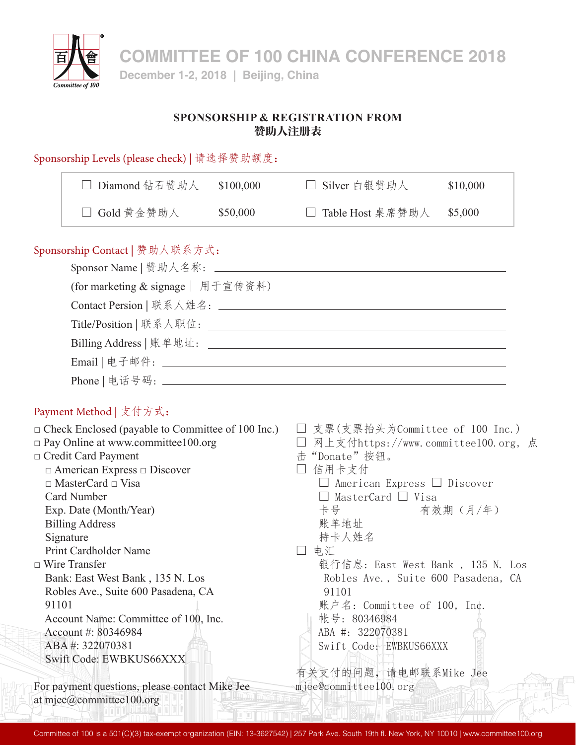# COMMITTEE OF 100 CHINA CONFERENCE 2018

December 1-2, 2018 | Beijing, China

## SPONSORSHIP & REGISTRATION FROM
## 赞助人注册表

### Sponsorship Levels (please check) | 请选择赞助额度：

| | | | |
|---|---|---|---|
| ☐ Diamond 钻石赞助人 | $100,000 | ☐ Silver 白银赞助人 | $10,000 |
| ☐ Gold 黄金赞助人 | $50,000 | ☐ Table Host 桌席赞助人 | $5,000 |

### Sponsorship Contact | 赞助人联系方式：

Sponsor Name | 赞助人名称：\_\_\_\_\_\_\_\_\_\_\_\_\_\_\_\_\_\_\_\_

(for marketing & signage | 用于宣传资料)

Contact Persion | 联系人姓名：\_\_\_\_\_\_\_\_\_\_\_\_\_\_\_\_\_\_\_\_

Title/Position | 联系人职位：\_\_\_\_\_\_\_\_\_\_\_\_\_\_\_\_\_\_\_\_

Billing Address | 账单地址：\_\_\_\_\_\_\_\_\_\_\_\_\_\_\_\_\_\_\_\_

Email | 电子邮件：\_\_\_\_\_\_\_\_\_\_\_\_\_\_\_\_\_\_\_\_

Phone | 电话号码：\_\_\_\_\_\_\_\_\_\_\_\_\_\_\_\_\_\_\_\_

### Payment Method | 支付方式：

□ Check Enclosed (payable to Committee of 100 Inc.)
□ Pay Online at www.committee100.org
□ Credit Card Payment
  □ American Express □ Discover
  □ MasterCard □ Visa
  Card Number
  Exp. Date (Month/Year)
  Billing Address
  Signature
  Print Cardholder Name
□ Wire Transfer
  Bank: East West Bank , 135 N. Los Robles Ave., Suite 600 Pasadena, CA 91101
  Account Name: Committee of 100, Inc.
  Account #: 80346984
  ABA #: 322070381
  Swift Code: EWBKUS66XXX

For payment questions, please contact Mike Jee at mjee@committee100.org

☐ 支票(支票抬头为Committee of 100 Inc.)
☐ 网上支付https://www.committee100.org，点击“Donate”按钮。
☐ 信用卡支付
  ☐ American Express ☐ Discover
  ☐ MasterCard ☐ Visa
  卡号　　　　有效期（月/年）
  账单地址
  持卡人姓名
☐ 电汇
  银行信息：East West Bank ，135 N. Los Robles Ave.，Suite 600 Pasadena，CA 91101
  账户名：Committee of 100，Inc.
  帐号：80346984
  ABA #：322070381
  Swift Code：EWBKUS66XXX

有关支付的问题，请电邮联系Mike Jee mjee@committee100.org

Committee of 100 is a 501(C)(3) tax-exempt organization (EIN: 13-3627542) | 257 Park Ave. South 19th fl. New York, NY 10010 | www.committee100.org